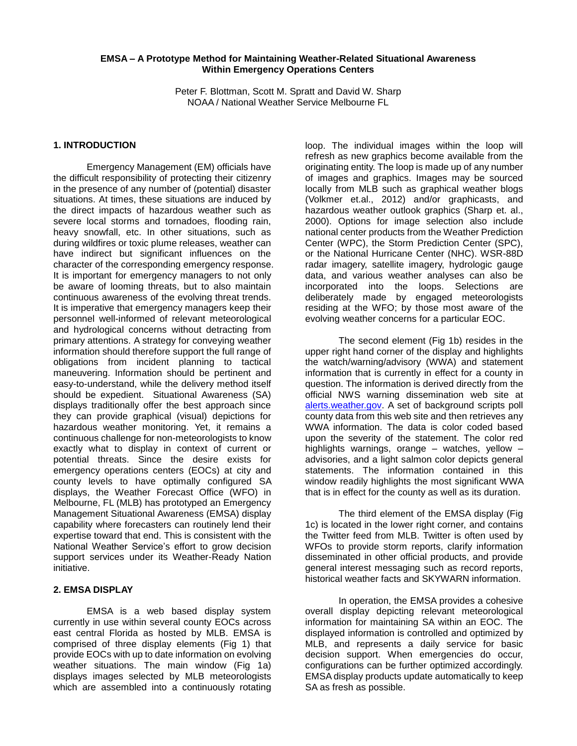# EMSA – A Prototype Method for Maintaining Weather-Related Situational Awareness Within Emergency Operations Centers

Peter F. Blottman, Scott M. Spratt and David W. Sharp
NOAA / National Weather Service Melbourne FL

## 1. INTRODUCTION

Emergency Management (EM) officials have the difficult responsibility of protecting their citizenry in the presence of any number of (potential) disaster situations. At times, these situations are induced by the direct impacts of hazardous weather such as severe local storms and tornadoes, flooding rain, heavy snowfall, etc. In other situations, such as during wildfires or toxic plume releases, weather can have indirect but significant influences on the character of the corresponding emergency response. It is important for emergency managers to not only be aware of looming threats, but to also maintain continuous awareness of the evolving threat trends. It is imperative that emergency managers keep their personnel well-informed of relevant meteorological and hydrological concerns without detracting from primary attentions. A strategy for conveying weather information should therefore support the full range of obligations from incident planning to tactical maneuvering. Information should be pertinent and easy-to-understand, while the delivery method itself should be expedient. Situational Awareness (SA) displays traditionally offer the best approach since they can provide graphical (visual) depictions for hazardous weather monitoring. Yet, it remains a continuous challenge for non-meteorologists to know exactly what to display in context of current or potential threats. Since the desire exists for emergency operations centers (EOCs) at city and county levels to have optimally configured SA displays, the Weather Forecast Office (WFO) in Melbourne, FL (MLB) has prototyped an Emergency Management Situational Awareness (EMSA) display capability where forecasters can routinely lend their expertise toward that end. This is consistent with the National Weather Service's effort to grow decision support services under its Weather-Ready Nation initiative.

## 2. EMSA DISPLAY

EMSA is a web based display system currently in use within several county EOCs across east central Florida as hosted by MLB. EMSA is comprised of three display elements (Fig 1) that provide EOCs with up to date information on evolving weather situations. The main window (Fig 1a) displays images selected by MLB meteorologists which are assembled into a continuously rotating loop. The individual images within the loop will refresh as new graphics become available from the originating entity. The loop is made up of any number of images and graphics. Images may be sourced locally from MLB such as graphical weather blogs (Volkmer et.al., 2012) and/or graphicasts, and hazardous weather outlook graphics (Sharp et. al., 2000). Options for image selection also include national center products from the Weather Prediction Center (WPC), the Storm Prediction Center (SPC), or the National Hurricane Center (NHC). WSR-88D radar imagery, satellite imagery, hydrologic gauge data, and various weather analyses can also be incorporated into the loops. Selections are deliberately made by engaged meteorologists residing at the WFO; by those most aware of the evolving weather concerns for a particular EOC.

The second element (Fig 1b) resides in the upper right hand corner of the display and highlights the watch/warning/advisory (WWA) and statement information that is currently in effect for a county in question. The information is derived directly from the official NWS warning dissemination web site at alerts.weather.gov. A set of background scripts poll county data from this web site and then retrieves any WWA information. The data is color coded based upon the severity of the statement. The color red highlights warnings, orange – watches, yellow – advisories, and a light salmon color depicts general statements. The information contained in this window readily highlights the most significant WWA that is in effect for the county as well as its duration.

The third element of the EMSA display (Fig 1c) is located in the lower right corner, and contains the Twitter feed from MLB. Twitter is often used by WFOs to provide storm reports, clarify information disseminated in other official products, and provide general interest messaging such as record reports, historical weather facts and SKYWARN information.

In operation, the EMSA provides a cohesive overall display depicting relevant meteorological information for maintaining SA within an EOC. The displayed information is controlled and optimized by MLB, and represents a daily service for basic decision support. When emergencies do occur, configurations can be further optimized accordingly. EMSA display products update automatically to keep SA as fresh as possible.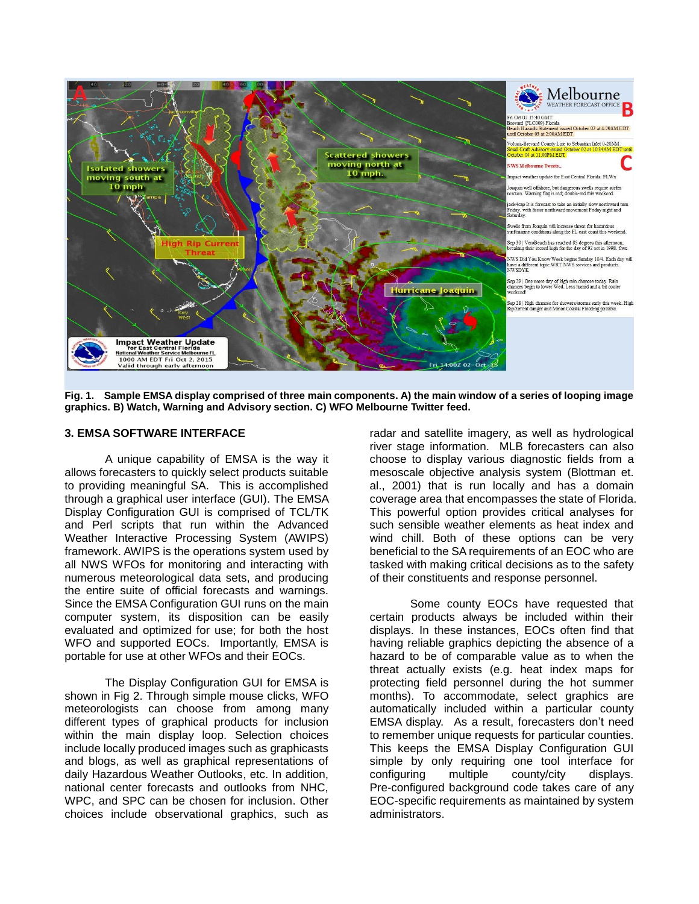**Fig. 1. Sample EMSA display comprised of three main components. A) the main window of a series of looping image graphics. B) Watch, Warning and Advisory section. C) WFO Melbourne Twitter feed.**

## 3. EMSA SOFTWARE INTERFACE

A unique capability of EMSA is the way it allows forecasters to quickly select products suitable to providing meaningful SA. This is accomplished through a graphical user interface (GUI). The EMSA Display Configuration GUI is comprised of TCL/TK and Perl scripts that run within the Advanced Weather Interactive Processing System (AWIPS) framework. AWIPS is the operations system used by all NWS WFOs for monitoring and interacting with numerous meteorological data sets, and producing the entire suite of official forecasts and warnings. Since the EMSA Configuration GUI runs on the main computer system, its disposition can be easily evaluated and optimized for use; for both the host WFO and supported EOCs. Importantly, EMSA is portable for use at other WFOs and their EOCs.

The Display Configuration GUI for EMSA is shown in Fig 2. Through simple mouse clicks, WFO meteorologists can choose from among many different types of graphical products for inclusion within the main display loop. Selection choices include locally produced images such as graphicasts and blogs, as well as graphical representations of daily Hazardous Weather Outlooks, etc. In addition, national center forecasts and outlooks from NHC, WPC, and SPC can be chosen for inclusion. Other choices include observational graphics, such as radar and satellite imagery, as well as hydrological river stage information. MLB forecasters can also choose to display various diagnostic fields from a mesoscale objective analysis system (Blottman et. al., 2001) that is run locally and has a domain coverage area that encompasses the state of Florida. This powerful option provides critical analyses for such sensible weather elements as heat index and wind chill. Both of these options can be very beneficial to the SA requirements of an EOC who are tasked with making critical decisions as to the safety of their constituents and response personnel.

Some county EOCs have requested that certain products always be included within their displays. In these instances, EOCs often find that having reliable graphics depicting the absence of a hazard to be of comparable value as to when the threat actually exists (e.g. heat index maps for protecting field personnel during the hot summer months). To accommodate, select graphics are automatically included within a particular county EMSA display. As a result, forecasters don't need to remember unique requests for particular counties. This keeps the EMSA Display Configuration GUI simple by only requiring one tool interface for configuring multiple county/city displays. Pre-configured background code takes care of any EOC-specific requirements as maintained by system administrators.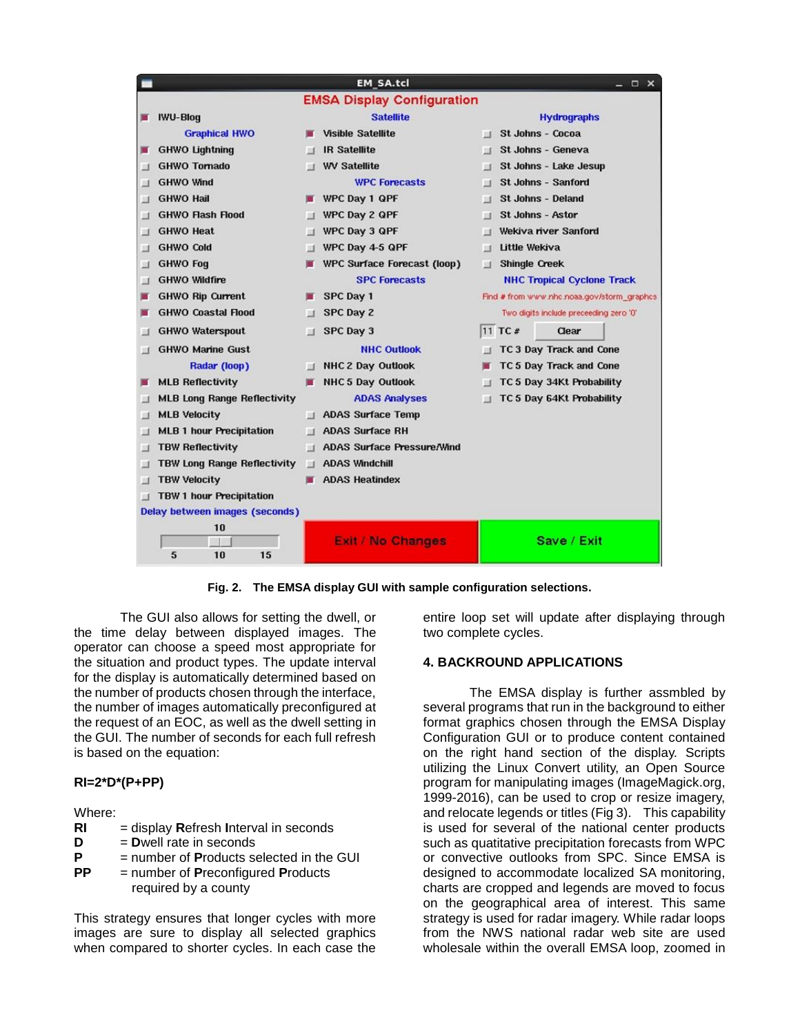Fig. 2. The EMSA display GUI with sample configuration selections.

The GUI also allows for setting the dwell, or the time delay between displayed images. The operator can choose a speed most appropriate for the situation and product types. The update interval for the display is automatically determined based on the number of products chosen through the interface, the number of images automatically preconfigured at the request of an EOC, as well as the dwell setting in the GUI. The number of seconds for each full refresh is based on the equation:

**RI=2\*D\*(P+PP)**

Where:

**RI** = display **R**efresh **I**nterval in seconds
**D** = **D**well rate in seconds
**P** = number of **P**roducts selected in the GUI
**PP** = number of **P**reconfigured **P**roducts required by a county

This strategy ensures that longer cycles with more images are sure to display all selected graphics when compared to shorter cycles. In each case the entire loop set will update after displaying through two complete cycles.

## 4. BACKROUND APPLICATIONS

The EMSA display is further assmbled by several programs that run in the background to either format graphics chosen through the EMSA Display Configuration GUI or to produce content contained on the right hand section of the display. Scripts utilizing the Linux Convert utility, an Open Source program for manipulating images (ImageMagick.org, 1999-2016), can be used to crop or resize imagery, and relocate legends or titles (Fig 3). This capability is used for several of the national center products such as quatitative precipitation forecasts from WPC or convective outlooks from SPC. Since EMSA is designed to accommodate localized SA monitoring, charts are cropped and legends are moved to focus on the geographical area of interest. This same strategy is used for radar imagery. While radar loops from the NWS national radar web site are used wholesale within the overall EMSA loop, zoomed in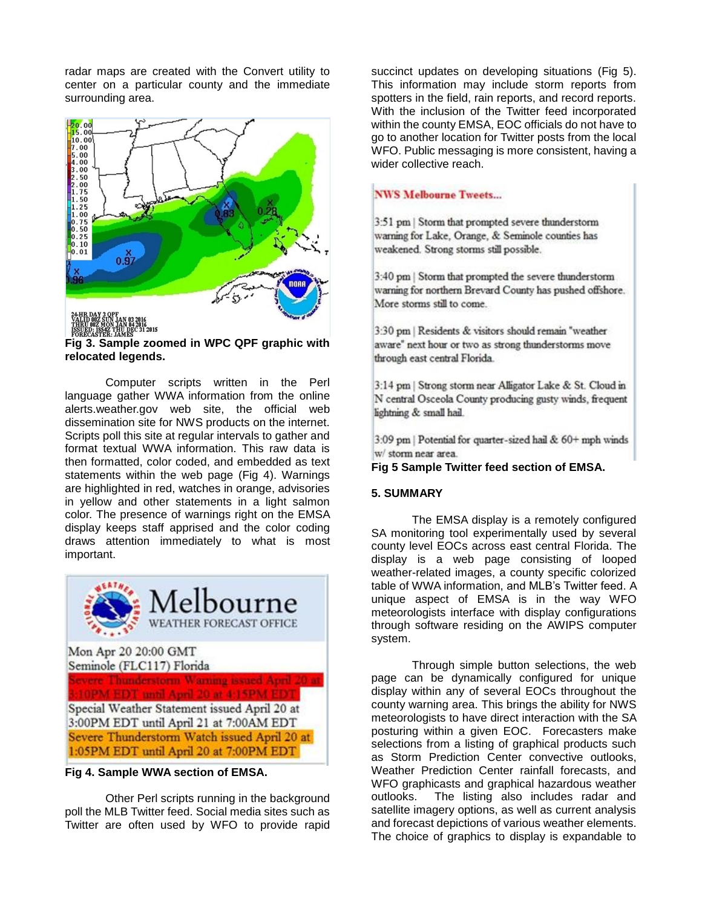radar maps are created with the Convert utility to center on a particular county and the immediate surrounding area.

**Fig 3. Sample zoomed in WPC QPF graphic with relocated legends.**

Computer scripts written in the Perl language gather WWA information from the online alerts.weather.gov web site, the official web dissemination site for NWS products on the internet. Scripts poll this site at regular intervals to gather and format textual WWA information. This raw data is then formatted, color coded, and embedded as text statements within the web page (Fig 4). Warnings are highlighted in red, watches in orange, advisories in yellow and other statements in a light salmon color. The presence of warnings right on the EMSA display keeps staff apprised and the color coding draws attention immediately to what is most important.

**Fig 4. Sample WWA section of EMSA.**

Other Perl scripts running in the background poll the MLB Twitter feed. Social media sites such as Twitter are often used by WFO to provide rapid succinct updates on developing situations (Fig 5). This information may include storm reports from spotters in the field, rain reports, and record reports. With the inclusion of the Twitter feed incorporated within the county EMSA, EOC officials do not have to go to another location for Twitter posts from the local WFO. Public messaging is more consistent, having a wider collective reach.

**Fig 5 Sample Twitter feed section of EMSA.**

## 5. SUMMARY

The EMSA display is a remotely configured SA monitoring tool experimentally used by several county level EOCs across east central Florida. The display is a web page consisting of looped weather-related images, a county specific colorized table of WWA information, and MLB's Twitter feed. A unique aspect of EMSA is in the way WFO meteorologists interface with display configurations through software residing on the AWIPS computer system.

Through simple button selections, the web page can be dynamically configured for unique display within any of several EOCs throughout the county warning area. This brings the ability for NWS meteorologists to have direct interaction with the SA posturing within a given EOC. Forecasters make selections from a listing of graphical products such as Storm Prediction Center convective outlooks, Weather Prediction Center rainfall forecasts, and WFO graphicasts and graphical hazardous weather outlooks. The listing also includes radar and satellite imagery options, as well as current analysis and forecast depictions of various weather elements. The choice of graphics to display is expandable to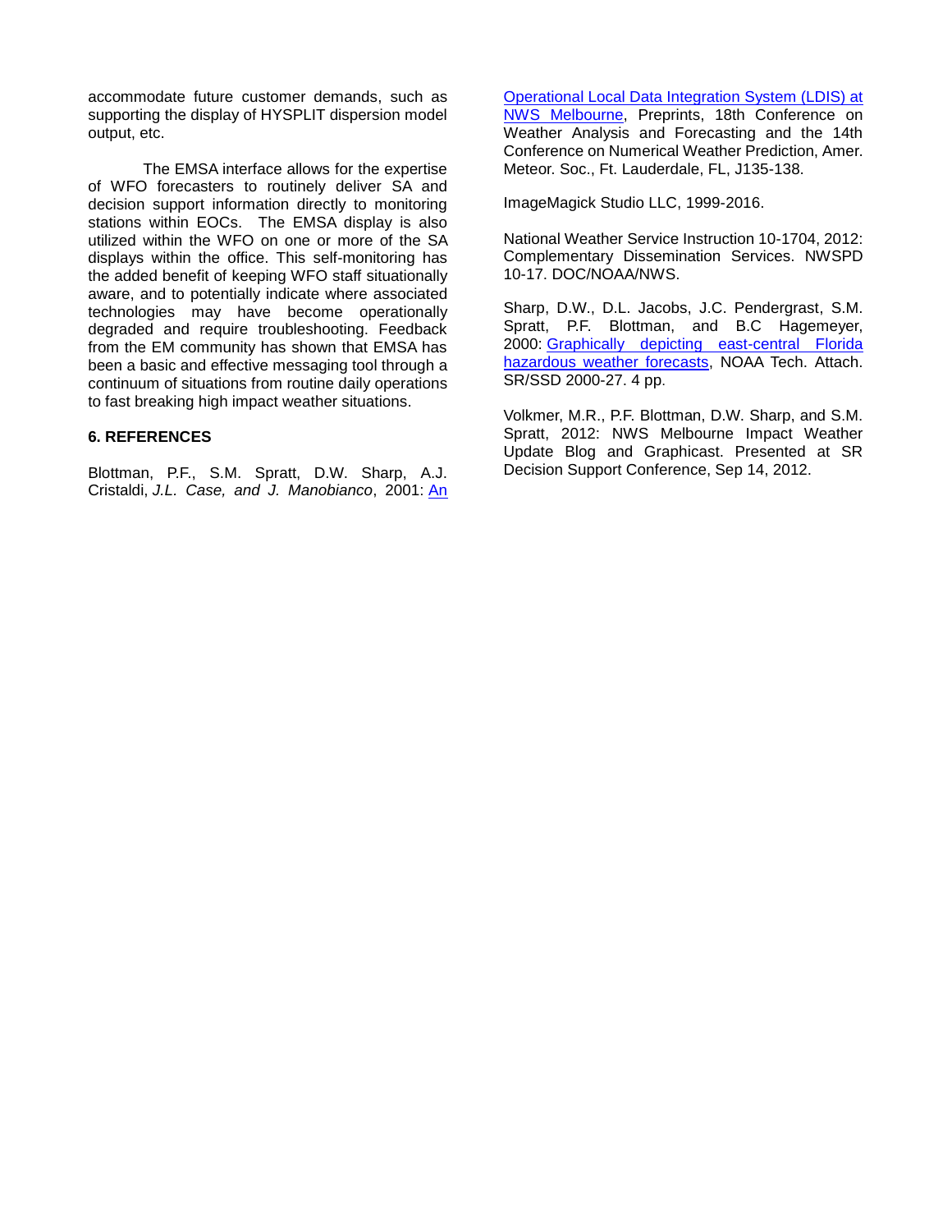accommodate future customer demands, such as supporting the display of HYSPLIT dispersion model output, etc.

The EMSA interface allows for the expertise of WFO forecasters to routinely deliver SA and decision support information directly to monitoring stations within EOCs. The EMSA display is also utilized within the WFO on one or more of the SA displays within the office. This self-monitoring has the added benefit of keeping WFO staff situationally aware, and to potentially indicate where associated technologies may have become operationally degraded and require troubleshooting. Feedback from the EM community has shown that EMSA has been a basic and effective messaging tool through a continuum of situations from routine daily operations to fast breaking high impact weather situations.

## 6. REFERENCES

Blottman, P.F., S.M. Spratt, D.W. Sharp, A.J. Cristaldi, *J.L. Case, and J. Manobianco*, 2001: An Operational Local Data Integration System (LDIS) at NWS Melbourne, Preprints, 18th Conference on Weather Analysis and Forecasting and the 14th Conference on Numerical Weather Prediction, Amer. Meteor. Soc., Ft. Lauderdale, FL, J135-138.

ImageMagick Studio LLC, 1999-2016.

National Weather Service Instruction 10-1704, 2012: Complementary Dissemination Services. NWSPD 10-17. DOC/NOAA/NWS.

Sharp, D.W., D.L. Jacobs, J.C. Pendergrast, S.M. Spratt, P.F. Blottman, and B.C Hagemeyer, 2000: Graphically depicting east-central Florida hazardous weather forecasts, NOAA Tech. Attach. SR/SSD 2000-27. 4 pp.

Volkmer, M.R., P.F. Blottman, D.W. Sharp, and S.M. Spratt, 2012: NWS Melbourne Impact Weather Update Blog and Graphicast. Presented at SR Decision Support Conference, Sep 14, 2012.